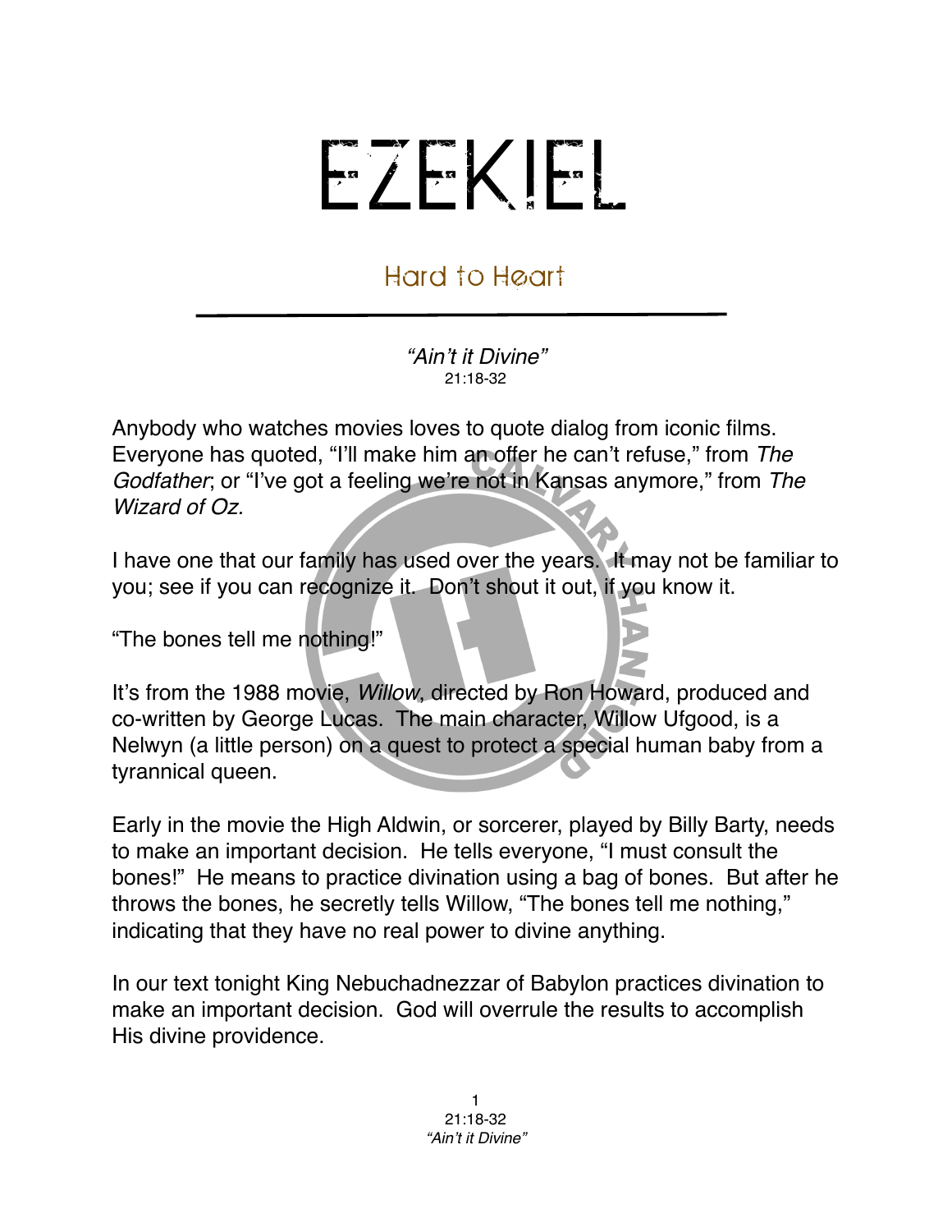# EZEKIEL

## Hard to Heart

*"Ain't it Divine"*
21:18-32

Anybody who watches movies loves to quote dialog from iconic films. Everyone has quoted, "I'll make him an offer he can't refuse," from *The Godfather*; or "I've got a feeling we're not in Kansas anymore," from *The Wizard of Oz.*

I have one that our family has used over the years. It may not be familiar to you; see if you can recognize it. Don't shout it out, if you know it.

"The bones tell me nothing!"

It's from the 1988 movie, *Willow*, directed by Ron Howard, produced and co-written by George Lucas. The main character, Willow Ufgood, is a Nelwyn (a little person) on a quest to protect a special human baby from a tyrannical queen.

Early in the movie the High Aldwin, or sorcerer, played by Billy Barty, needs to make an important decision. He tells everyone, "I must consult the bones!" He means to practice divination using a bag of bones. But after he throws the bones, he secretly tells Willow, "The bones tell me nothing," indicating that they have no real power to divine anything.

In our text tonight King Nebuchadnezzar of Babylon practices divination to make an important decision. God will overrule the results to accomplish His divine providence.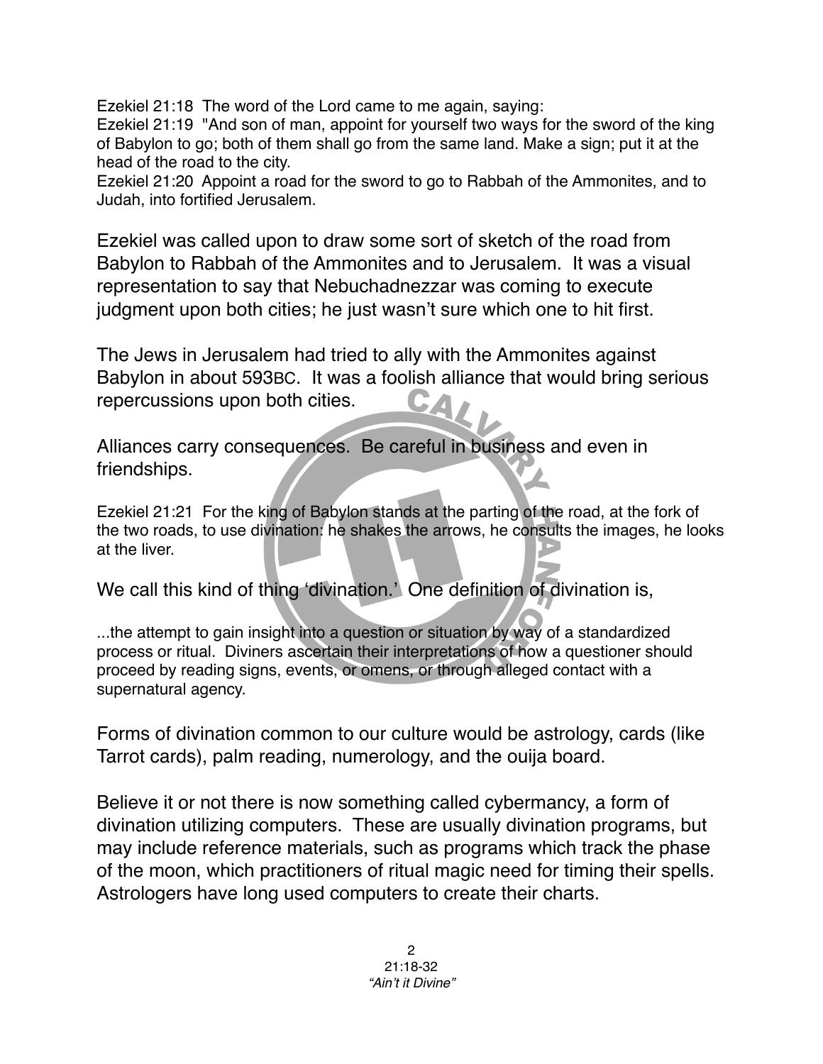Ezekiel 21:18  The word of the Lord came to me again, saying:
Ezekiel 21:19  "And son of man, appoint for yourself two ways for the sword of the king of Babylon to go; both of them shall go from the same land. Make a sign; put it at the head of the road to the city.
Ezekiel 21:20  Appoint a road for the sword to go to Rabbah of the Ammonites, and to Judah, into fortified Jerusalem.

Ezekiel was called upon to draw some sort of sketch of the road from Babylon to Rabbah of the Ammonites and to Jerusalem. It was a visual representation to say that Nebuchadnezzar was coming to execute judgment upon both cities; he just wasn't sure which one to hit first.

The Jews in Jerusalem had tried to ally with the Ammonites against Babylon in about 593BC. It was a foolish alliance that would bring serious repercussions upon both cities.

Alliances carry consequences. Be careful in business and even in friendships.

Ezekiel 21:21  For the king of Babylon stands at the parting of the road, at the fork of the two roads, to use divination: he shakes the arrows, he consults the images, he looks at the liver.

We call this kind of thing 'divination.' One definition of divination is,

...the attempt to gain insight into a question or situation by way of a standardized process or ritual. Diviners ascertain their interpretations of how a questioner should proceed by reading signs, events, or omens, or through alleged contact with a supernatural agency.

Forms of divination common to our culture would be astrology, cards (like Tarrot cards), palm reading, numerology, and the ouija board.

Believe it or not there is now something called cybermancy, a form of divination utilizing computers. These are usually divination programs, but may include reference materials, such as programs which track the phase of the moon, which practitioners of ritual magic need for timing their spells. Astrologers have long used computers to create their charts.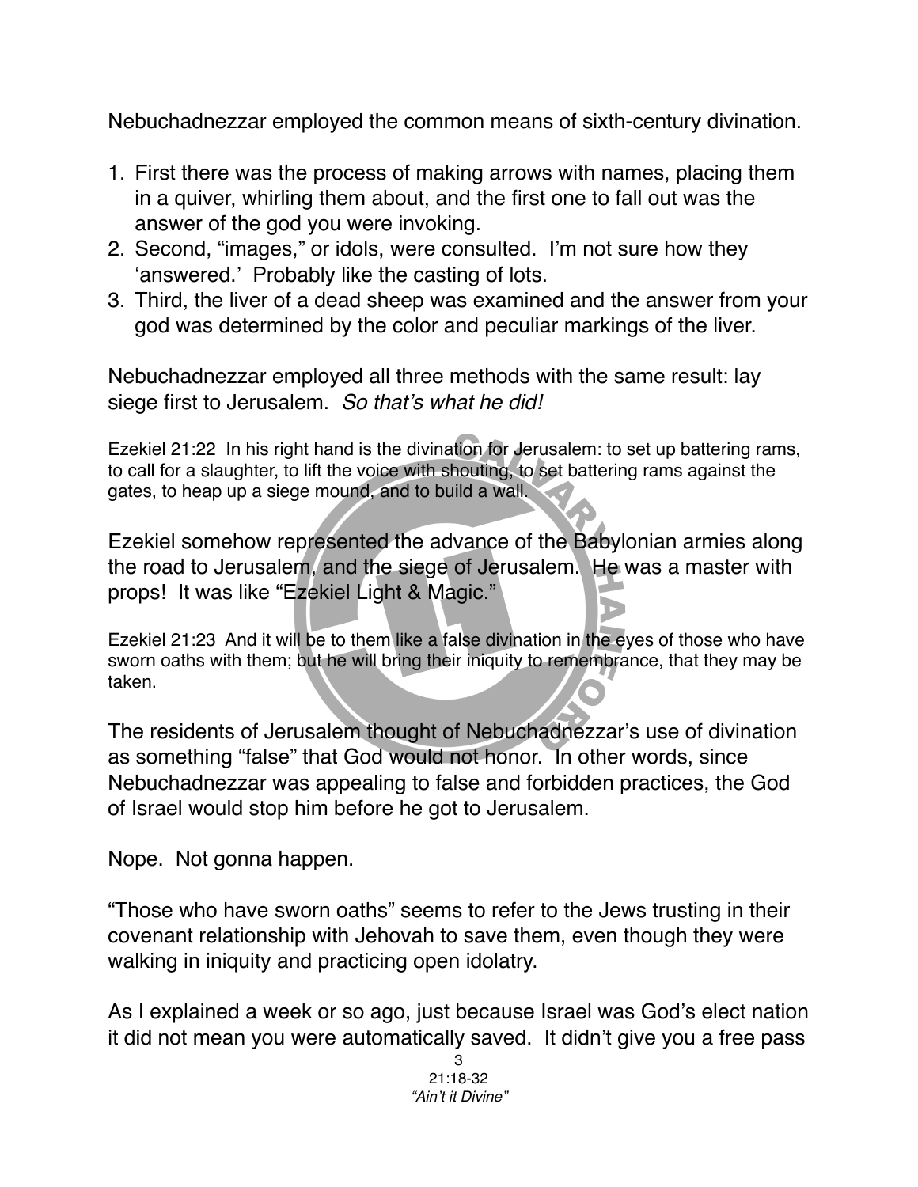Nebuchadnezzar employed the common means of sixth-century divination.

1. First there was the process of making arrows with names, placing them in a quiver, whirling them about, and the first one to fall out was the answer of the god you were invoking.
2. Second, "images," or idols, were consulted. I'm not sure how they 'answered.' Probably like the casting of lots.
3. Third, the liver of a dead sheep was examined and the answer from your god was determined by the color and peculiar markings of the liver.

Nebuchadnezzar employed all three methods with the same result: lay siege first to Jerusalem. *So that's what he did!*

Ezekiel 21:22 In his right hand is the divination for Jerusalem: to set up battering rams, to call for a slaughter, to lift the voice with shouting, to set battering rams against the gates, to heap up a siege mound, and to build a wall.

Ezekiel somehow represented the advance of the Babylonian armies along the road to Jerusalem, and the siege of Jerusalem. He was a master with props! It was like "Ezekiel Light & Magic."

Ezekiel 21:23 And it will be to them like a false divination in the eyes of those who have sworn oaths with them; but he will bring their iniquity to remembrance, that they may be taken.

The residents of Jerusalem thought of Nebuchadnezzar's use of divination as something "false" that God would not honor. In other words, since Nebuchadnezzar was appealing to false and forbidden practices, the God of Israel would stop him before he got to Jerusalem.

Nope. Not gonna happen.

"Those who have sworn oaths" seems to refer to the Jews trusting in their covenant relationship with Jehovah to save them, even though they were walking in iniquity and practicing open idolatry.

As I explained a week or so ago, just because Israel was God's elect nation it did not mean you were automatically saved. It didn't give you a free pass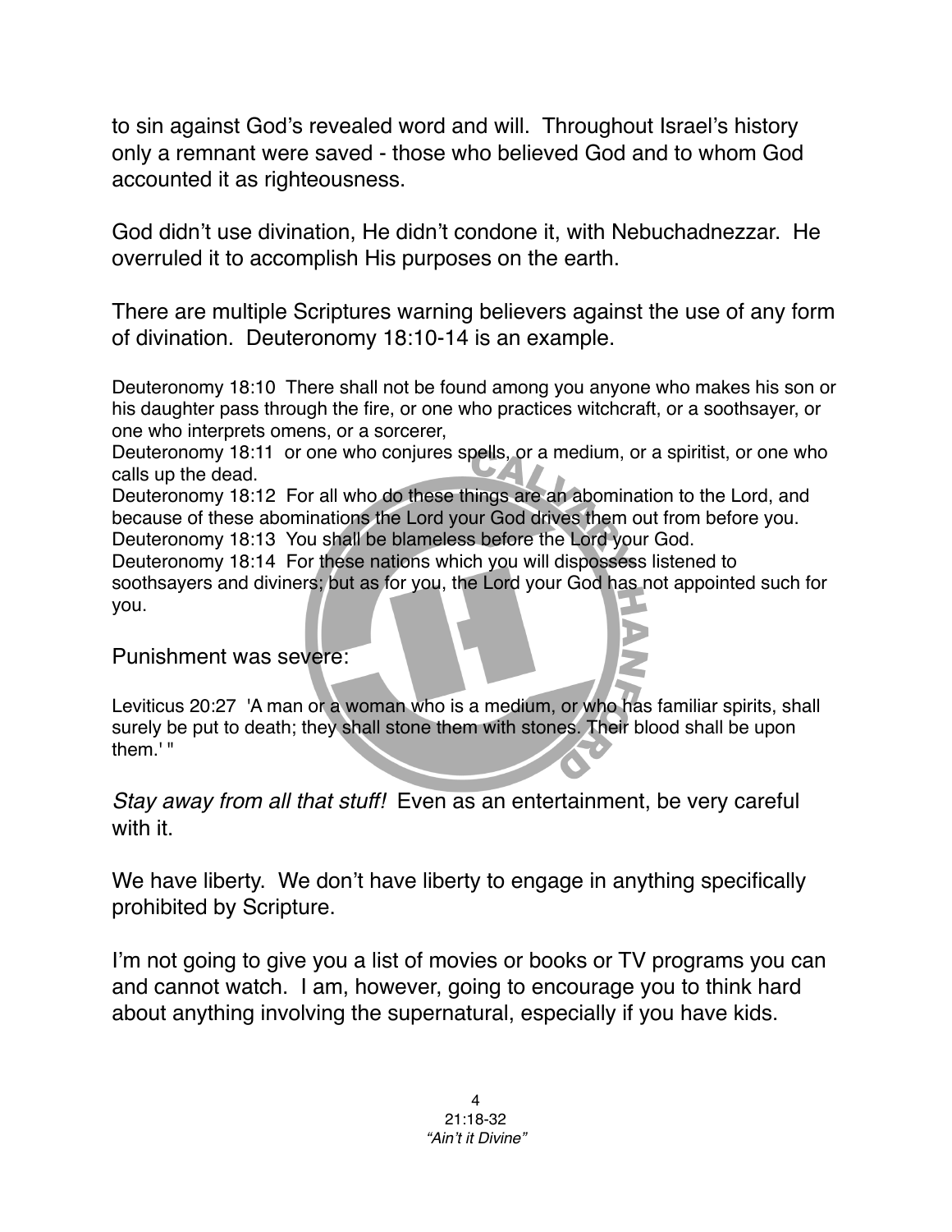to sin against God's revealed word and will. Throughout Israel's history only a remnant were saved - those who believed God and to whom God accounted it as righteousness.

God didn't use divination, He didn't condone it, with Nebuchadnezzar. He overruled it to accomplish His purposes on the earth.

There are multiple Scriptures warning believers against the use of any form of divination. Deuteronomy 18:10-14 is an example.

Deuteronomy 18:10 There shall not be found among you anyone who makes his son or his daughter pass through the fire, or one who practices witchcraft, or a soothsayer, or one who interprets omens, or a sorcerer,
Deuteronomy 18:11 or one who conjures spells, or a medium, or a spiritist, or one who calls up the dead.
Deuteronomy 18:12 For all who do these things are an abomination to the Lord, and because of these abominations the Lord your God drives them out from before you.
Deuteronomy 18:13 You shall be blameless before the Lord your God.
Deuteronomy 18:14 For these nations which you will dispossess listened to soothsayers and diviners; but as for you, the Lord your God has not appointed such for you.

Punishment was severe:

Leviticus 20:27 'A man or a woman who is a medium, or who has familiar spirits, shall surely be put to death; they shall stone them with stones. Their blood shall be upon them.' "

*Stay away from all that stuff!* Even as an entertainment, be very careful with it.

We have liberty. We don't have liberty to engage in anything specifically prohibited by Scripture.

I'm not going to give you a list of movies or books or TV programs you can and cannot watch. I am, however, going to encourage you to think hard about anything involving the supernatural, especially if you have kids.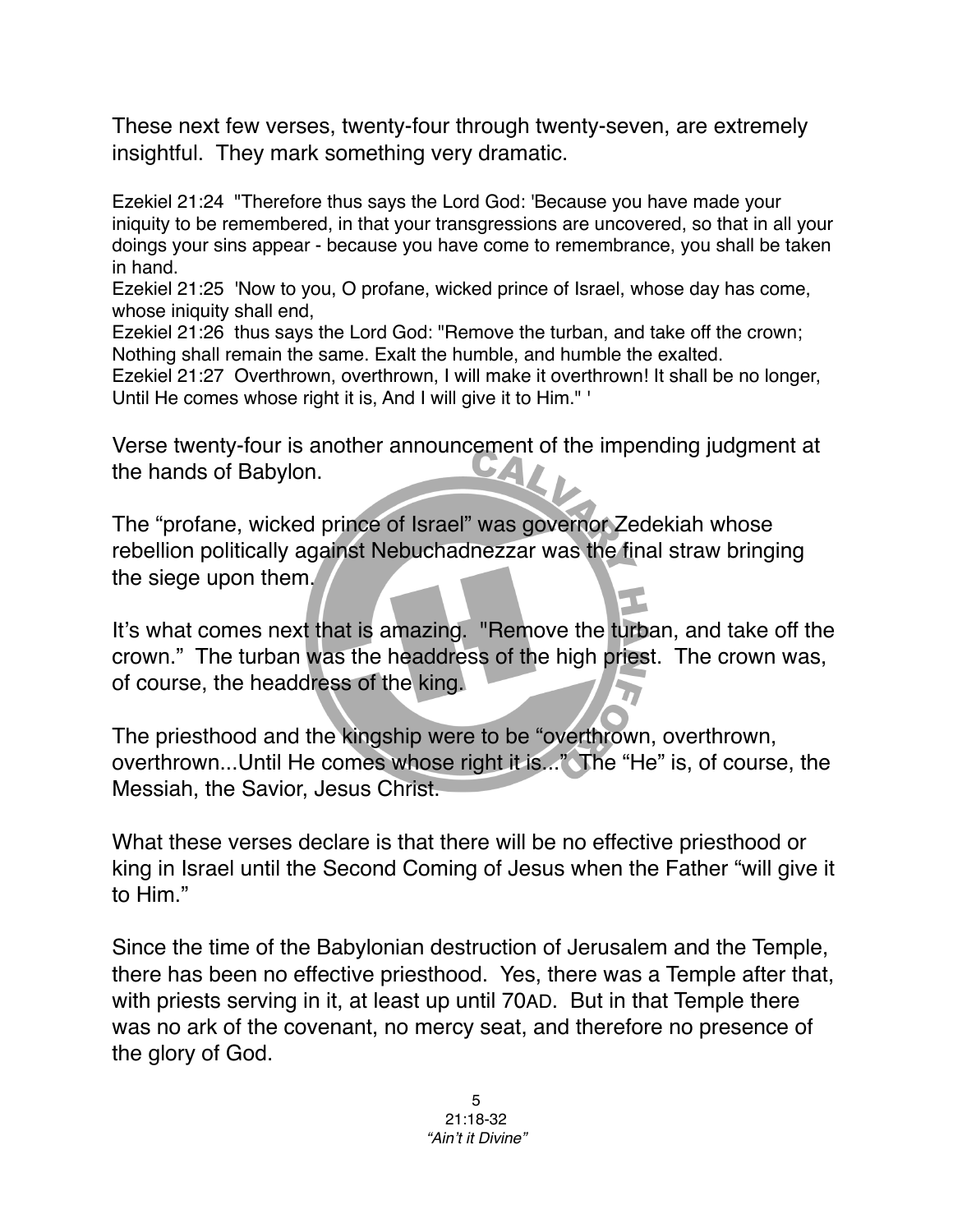These next few verses, twenty-four through twenty-seven, are extremely insightful. They mark something very dramatic.

Ezekiel 21:24 "Therefore thus says the Lord God: 'Because you have made your iniquity to be remembered, in that your transgressions are uncovered, so that in all your doings your sins appear - because you have come to remembrance, you shall be taken in hand.
Ezekiel 21:25 'Now to you, O profane, wicked prince of Israel, whose day has come, whose iniquity shall end,
Ezekiel 21:26 thus says the Lord God: "Remove the turban, and take off the crown; Nothing shall remain the same. Exalt the humble, and humble the exalted.
Ezekiel 21:27 Overthrown, overthrown, I will make it overthrown! It shall be no longer, Until He comes whose right it is, And I will give it to Him." '

Verse twenty-four is another announcement of the impending judgment at the hands of Babylon.

The "profane, wicked prince of Israel" was governor Zedekiah whose rebellion politically against Nebuchadnezzar was the final straw bringing the siege upon them.

It's what comes next that is amazing. "Remove the turban, and take off the crown." The turban was the headdress of the high priest. The crown was, of course, the headdress of the king.

The priesthood and the kingship were to be "overthrown, overthrown, overthrown...Until He comes whose right it is..." The "He" is, of course, the Messiah, the Savior, Jesus Christ.

What these verses declare is that there will be no effective priesthood or king in Israel until the Second Coming of Jesus when the Father "will give it to Him."

Since the time of the Babylonian destruction of Jerusalem and the Temple, there has been no effective priesthood. Yes, there was a Temple after that, with priests serving in it, at least up until 70AD. But in that Temple there was no ark of the covenant, no mercy seat, and therefore no presence of the glory of God.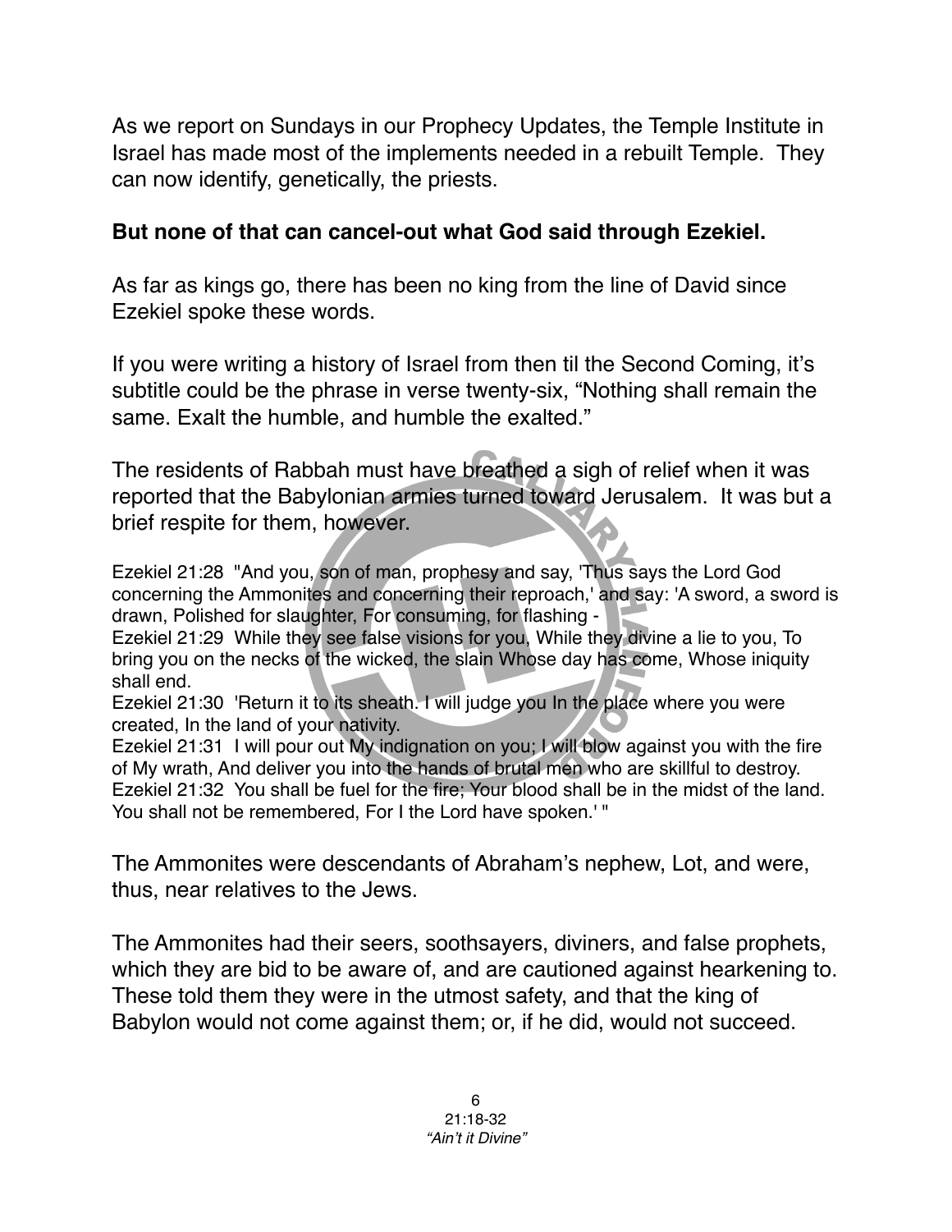As we report on Sundays in our Prophecy Updates, the Temple Institute in Israel has made most of the implements needed in a rebuilt Temple. They can now identify, genetically, the priests.

**But none of that can cancel-out what God said through Ezekiel.**

As far as kings go, there has been no king from the line of David since Ezekiel spoke these words.

If you were writing a history of Israel from then til the Second Coming, it's subtitle could be the phrase in verse twenty-six, "Nothing shall remain the same. Exalt the humble, and humble the exalted."

The residents of Rabbah must have breathed a sigh of relief when it was reported that the Babylonian armies turned toward Jerusalem. It was but a brief respite for them, however.

Ezekiel 21:28 "And you, son of man, prophesy and say, 'Thus says the Lord God concerning the Ammonites and concerning their reproach,' and say: 'A sword, a sword is drawn, Polished for slaughter, For consuming, for flashing -
Ezekiel 21:29 While they see false visions for you, While they divine a lie to you, To bring you on the necks of the wicked, the slain Whose day has come, Whose iniquity shall end.
Ezekiel 21:30 'Return it to its sheath. I will judge you In the place where you were created, In the land of your nativity.
Ezekiel 21:31 I will pour out My indignation on you; I will blow against you with the fire of My wrath, And deliver you into the hands of brutal men who are skillful to destroy.
Ezekiel 21:32 You shall be fuel for the fire; Your blood shall be in the midst of the land. You shall not be remembered, For I the Lord have spoken.' "

The Ammonites were descendants of Abraham's nephew, Lot, and were, thus, near relatives to the Jews.

The Ammonites had their seers, soothsayers, diviners, and false prophets, which they are bid to be aware of, and are cautioned against hearkening to. These told them they were in the utmost safety, and that the king of Babylon would not come against them; or, if he did, would not succeed.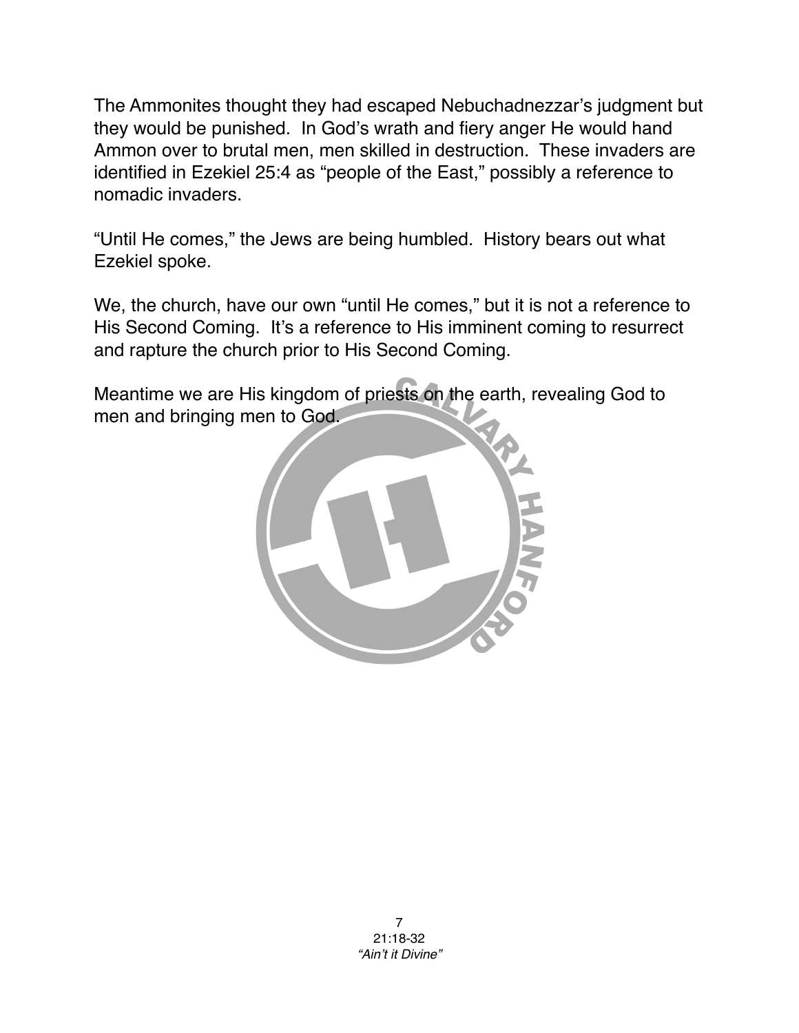The Ammonites thought they had escaped Nebuchadnezzar's judgment but they would be punished. In God's wrath and fiery anger He would hand Ammon over to brutal men, men skilled in destruction. These invaders are identified in Ezekiel 25:4 as "people of the East," possibly a reference to nomadic invaders.

"Until He comes," the Jews are being humbled. History bears out what Ezekiel spoke.

We, the church, have our own "until He comes," but it is not a reference to His Second Coming. It's a reference to His imminent coming to resurrect and rapture the church prior to His Second Coming.

Meantime we are His kingdom of priests on the earth, revealing God to men and bringing men to God.